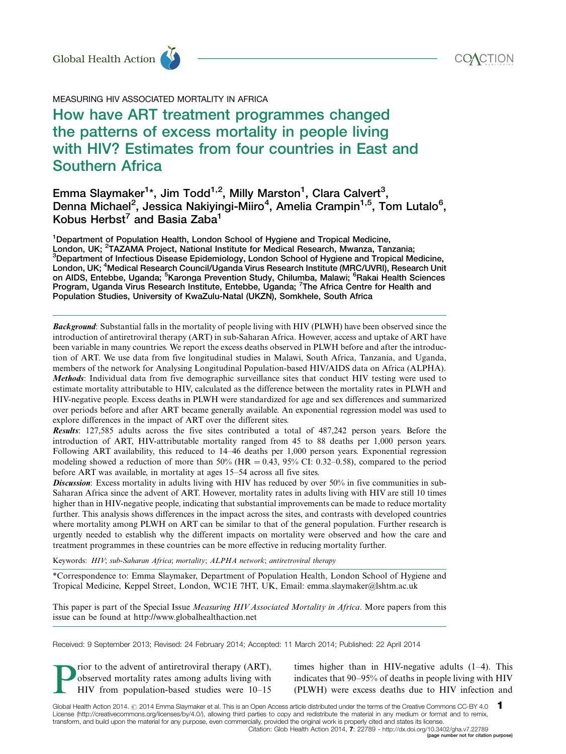MEASURING HIV ASSOCIATED MORTALITY IN AFRICA

# How have ART treatment programmes changed the patterns of excess mortality in people living with HIV? Estimates from four countries in East and Southern Africa

Emma Slaymaker[1]*, Jim Todd[1,2], Milly Marston[1], Clara Calvert[3], Denna Michael[2], Jessica Nakiyingi-Miiro[4], Amelia Crampin[1,5], Tom Lutalo[6], Kobus Herbst[7] and Basia Zaba[1]

[1]Department of Population Health, London School of Hygiene and Tropical Medicine, London, UK; [2]TAZAMA Project, National Institute for Medical Research, Mwanza, Tanzania; [3]Department of Infectious Disease Epidemiology, London School of Hygiene and Tropical Medicine, London, UK; [4]Medical Research Council/Uganda Virus Research Institute (MRC/UVRI), Research Unit on AIDS, Entebbe, Uganda; [5]Karonga Prevention Study, Chilumba, Malawi; [6]Rakai Health Sciences Program, Uganda Virus Research Institute, Entebbe, Uganda; [7]The Africa Centre for Health and Population Studies, University of KwaZulu-Natal (UKZN), Somkhele, South Africa

***Background***: Substantial falls in the mortality of people living with HIV (PLWH) have been observed since the introduction of antiretroviral therapy (ART) in sub-Saharan Africa. However, access and uptake of ART have been variable in many countries. We report the excess deaths observed in PLWH before and after the introduction of ART. We use data from five longitudinal studies in Malawi, South Africa, Tanzania, and Uganda, members of the network for Analysing Longitudinal Population-based HIV/AIDS data on Africa (ALPHA).
***Methods***: Individual data from five demographic surveillance sites that conduct HIV testing were used to estimate mortality attributable to HIV, calculated as the difference between the mortality rates in PLWH and HIV-negative people. Excess deaths in PLWH were standardized for age and sex differences and summarized over periods before and after ART became generally available. An exponential regression model was used to explore differences in the impact of ART over the different sites.
***Results***: 127,585 adults across the five sites contributed a total of 487,242 person years. Before the introduction of ART, HIV-attributable mortality ranged from 45 to 88 deaths per 1,000 person years. Following ART availability, this reduced to 14–46 deaths per 1,000 person years. Exponential regression modeling showed a reduction of more than 50% (HR = 0.43, 95% CI: 0.32–0.58), compared to the period before ART was available, in mortality at ages 15–54 across all five sites.
***Discussion***: Excess mortality in adults living with HIV has reduced by over 50% in five communities in sub-Saharan Africa since the advent of ART. However, mortality rates in adults living with HIV are still 10 times higher than in HIV-negative people, indicating that substantial improvements can be made to reduce mortality further. This analysis shows differences in the impact across the sites, and contrasts with developed countries where mortality among PLWH on ART can be similar to that of the general population. Further research is urgently needed to establish why the different impacts on mortality were observed and how the care and treatment programmes in these countries can be more effective in reducing mortality further.

Keywords: *HIV*; *sub-Saharan Africa*; *mortality*; *ALPHA network*; *antiretroviral therapy*

*Correspondence to: Emma Slaymaker, Department of Population Health, London School of Hygiene and Tropical Medicine, Keppel Street, London, WC1E 7HT, UK, Email: emma.slaymaker@lshtm.ac.uk

This paper is part of the Special Issue *Measuring HIV Associated Mortality in Africa*. More papers from this issue can be found at http://www.globalhealthaction.net

Received: 9 September 2013; Revised: 24 February 2014; Accepted: 11 March 2014; Published: 22 April 2014

Prior to the advent of antiretroviral therapy (ART), observed mortality rates among adults living with HIV from population-based studies were 10–15 times higher than in HIV-negative adults (1–4). This indicates that 90–95% of deaths in people living with HIV (PLWH) were excess deaths due to HIV infection and

Global Health Action 2014. © 2014 Emma Slaymaker et al. This is an Open Access article distributed under the terms of the Creative Commons CC-BY 4.0 License (http://creativecommons.org/licenses/by/4.0/), allowing third parties to copy and redistribute the material in any medium or format and to remix, transform, and build upon the material for any purpose, even commercially, provided the original work is properly cited and states its license.
Citation: Glob Health Action 2014, 7: 22789 - http://dx.doi.org/10.3402/gha.v7.22789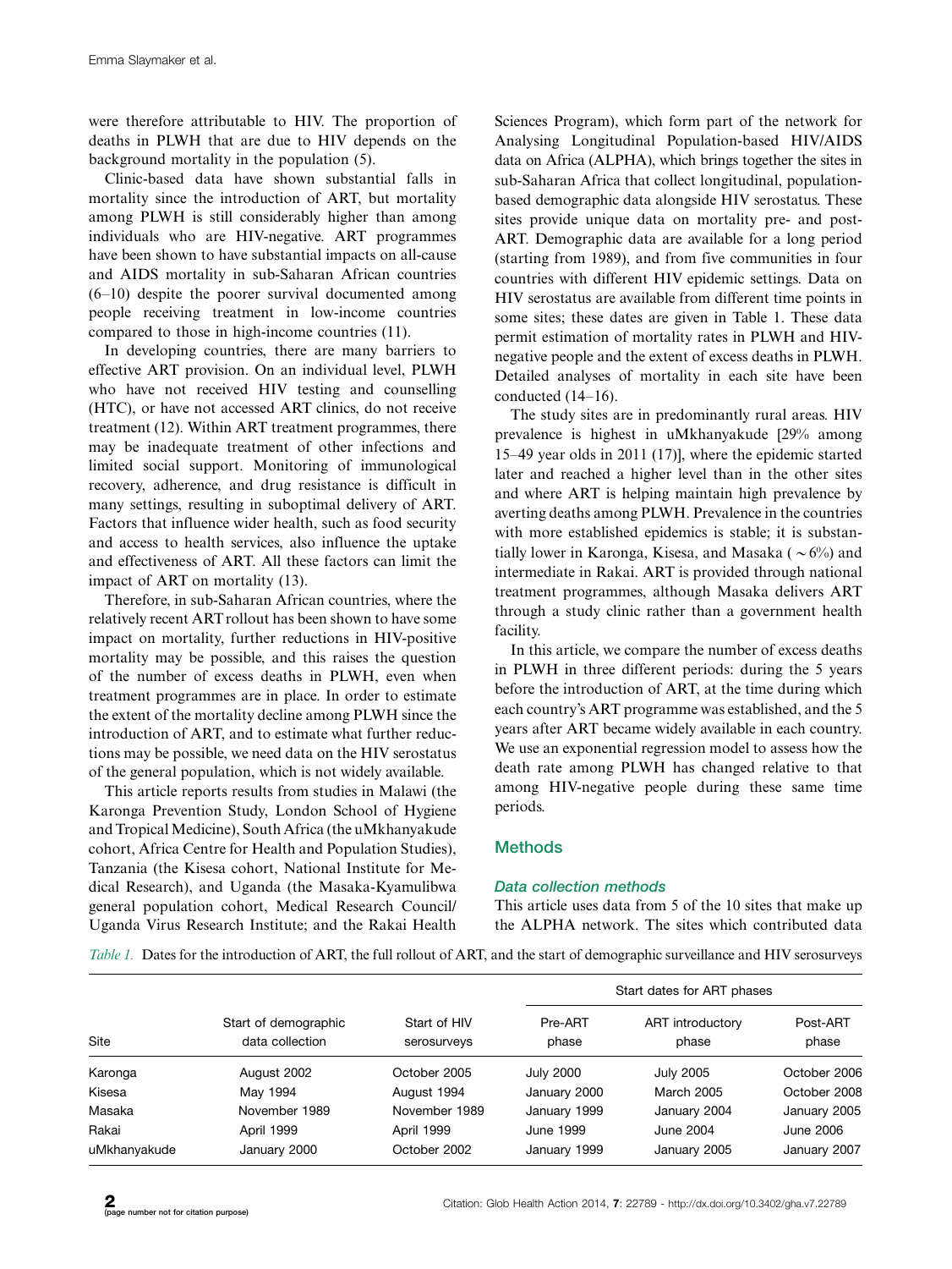were therefore attributable to HIV. The proportion of deaths in PLWH that are due to HIV depends on the background mortality in the population (5).

Clinic-based data have shown substantial falls in mortality since the introduction of ART, but mortality among PLWH is still considerably higher than among individuals who are HIV-negative. ART programmes have been shown to have substantial impacts on all-cause and AIDS mortality in sub-Saharan African countries (6–10) despite the poorer survival documented among people receiving treatment in low-income countries compared to those in high-income countries (11).

In developing countries, there are many barriers to effective ART provision. On an individual level, PLWH who have not received HIV testing and counselling (HTC), or have not accessed ART clinics, do not receive treatment (12). Within ART treatment programmes, there may be inadequate treatment of other infections and limited social support. Monitoring of immunological recovery, adherence, and drug resistance is difficult in many settings, resulting in suboptimal delivery of ART. Factors that influence wider health, such as food security and access to health services, also influence the uptake and effectiveness of ART. All these factors can limit the impact of ART on mortality (13).

Therefore, in sub-Saharan African countries, where the relatively recent ART rollout has been shown to have some impact on mortality, further reductions in HIV-positive mortality may be possible, and this raises the question of the number of excess deaths in PLWH, even when treatment programmes are in place. In order to estimate the extent of the mortality decline among PLWH since the introduction of ART, and to estimate what further reductions may be possible, we need data on the HIV serostatus of the general population, which is not widely available.

This article reports results from studies in Malawi (the Karonga Prevention Study, London School of Hygiene and Tropical Medicine), South Africa (the uMkhanyakude cohort, Africa Centre for Health and Population Studies), Tanzania (the Kisesa cohort, National Institute for Medical Research), and Uganda (the Masaka-Kyamulibwa general population cohort, Medical Research Council/ Uganda Virus Research Institute; and the Rakai Health Sciences Program), which form part of the network for Analysing Longitudinal Population-based HIV/AIDS data on Africa (ALPHA), which brings together the sites in sub-Saharan Africa that collect longitudinal, population-based demographic data alongside HIV serostatus. These sites provide unique data on mortality pre- and post-ART. Demographic data are available for a long period (starting from 1989), and from five communities in four countries with different HIV epidemic settings. Data on HIV serostatus are available from different time points in some sites; these dates are given in Table 1. These data permit estimation of mortality rates in PLWH and HIV-negative people and the extent of excess deaths in PLWH. Detailed analyses of mortality in each site have been conducted (14–16).

The study sites are in predominantly rural areas. HIV prevalence is highest in uMkhanyakude [29% among 15–49 year olds in 2011 (17)], where the epidemic started later and reached a higher level than in the other sites and where ART is helping maintain high prevalence by averting deaths among PLWH. Prevalence in the countries with more established epidemics is stable; it is substantially lower in Karonga, Kisesa, and Masaka ( ~6%) and intermediate in Rakai. ART is provided through national treatment programmes, although Masaka delivers ART through a study clinic rather than a government health facility.

In this article, we compare the number of excess deaths in PLWH in three different periods: during the 5 years before the introduction of ART, at the time during which each country's ART programme was established, and the 5 years after ART became widely available in each country. We use an exponential regression model to assess how the death rate among PLWH has changed relative to that among HIV-negative people during these same time periods.

## Methods

### *Data collection methods*

This article uses data from 5 of the 10 sites that make up the ALPHA network. The sites which contributed data

*Table 1.* Dates for the introduction of ART, the full rollout of ART, and the start of demographic surveillance and HIV serosurveys

| Site | Start of demographic data collection | Start of HIV serosurveys | Start dates for ART phases | | |
|---|---|---|---|---|---|
| | | | Pre-ART phase | ART introductory phase | Post-ART phase |
| Karonga | August 2002 | October 2005 | July 2000 | July 2005 | October 2006 |
| Kisesa | May 1994 | August 1994 | January 2000 | March 2005 | October 2008 |
| Masaka | November 1989 | November 1989 | January 1999 | January 2004 | January 2005 |
| Rakai | April 1999 | April 1999 | June 1999 | June 2004 | June 2006 |
| uMkhanyakude | January 2000 | October 2002 | January 1999 | January 2005 | January 2007 |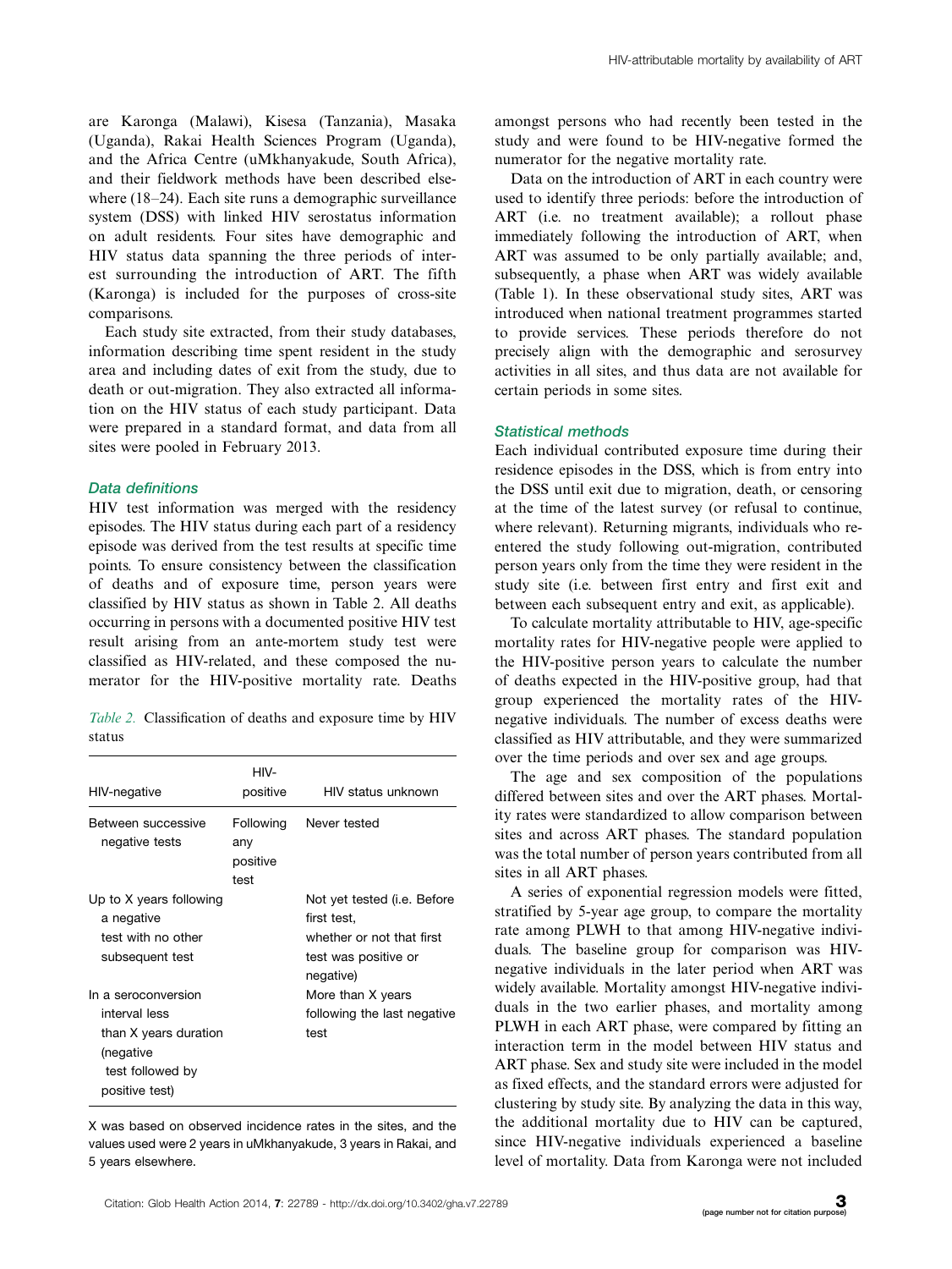are Karonga (Malawi), Kisesa (Tanzania), Masaka (Uganda), Rakai Health Sciences Program (Uganda), and the Africa Centre (uMkhanyakude, South Africa), and their fieldwork methods have been described elsewhere (18–24). Each site runs a demographic surveillance system (DSS) with linked HIV serostatus information on adult residents. Four sites have demographic and HIV status data spanning the three periods of interest surrounding the introduction of ART. The fifth (Karonga) is included for the purposes of cross-site comparisons.

Each study site extracted, from their study databases, information describing time spent resident in the study area and including dates of exit from the study, due to death or out-migration. They also extracted all information on the HIV status of each study participant. Data were prepared in a standard format, and data from all sites were pooled in February 2013.

### Data definitions

HIV test information was merged with the residency episodes. The HIV status during each part of a residency episode was derived from the test results at specific time points. To ensure consistency between the classification of deaths and of exposure time, person years were classified by HIV status as shown in Table 2. All deaths occurring in persons with a documented positive HIV test result arising from an ante-mortem study test were classified as HIV-related, and these composed the numerator for the HIV-positive mortality rate. Deaths amongst persons who had recently been tested in the study and were found to be HIV-negative formed the numerator for the negative mortality rate.

*Table 2.* Classification of deaths and exposure time by HIV status

| HIV-negative | HIV-positive | HIV status unknown |
|---|---|---|
| Between successive negative tests | Following any positive test | Never tested |
| Up to X years following a negative test with no other subsequent test | | Not yet tested (i.e. Before first test, whether or not that first test was positive or negative) |
| In a seroconversion interval less than X years duration (negative test followed by positive test) | | More than X years following the last negative test |

X was based on observed incidence rates in the sites, and the values used were 2 years in uMkhanyakude, 3 years in Rakai, and 5 years elsewhere.

Data on the introduction of ART in each country were used to identify three periods: before the introduction of ART (i.e. no treatment available); a rollout phase immediately following the introduction of ART, when ART was assumed to be only partially available; and, subsequently, a phase when ART was widely available (Table 1). In these observational study sites, ART was introduced when national treatment programmes started to provide services. These periods therefore do not precisely align with the demographic and serosurvey activities in all sites, and thus data are not available for certain periods in some sites.

### Statistical methods

Each individual contributed exposure time during their residence episodes in the DSS, which is from entry into the DSS until exit due to migration, death, or censoring at the time of the latest survey (or refusal to continue, where relevant). Returning migrants, individuals who reentered the study following out-migration, contributed person years only from the time they were resident in the study site (i.e. between first entry and first exit and between each subsequent entry and exit, as applicable).

To calculate mortality attributable to HIV, age-specific mortality rates for HIV-negative people were applied to the HIV-positive person years to calculate the number of deaths expected in the HIV-positive group, had that group experienced the mortality rates of the HIV-negative individuals. The number of excess deaths were classified as HIV attributable, and they were summarized over the time periods and over sex and age groups.

The age and sex composition of the populations differed between sites and over the ART phases. Mortality rates were standardized to allow comparison between sites and across ART phases. The standard population was the total number of person years contributed from all sites in all ART phases.

A series of exponential regression models were fitted, stratified by 5-year age group, to compare the mortality rate among PLWH to that among HIV-negative individuals. The baseline group for comparison was HIV-negative individuals in the later period when ART was widely available. Mortality amongst HIV-negative individuals in the two earlier phases, and mortality among PLWH in each ART phase, were compared by fitting an interaction term in the model between HIV status and ART phase. Sex and study site were included in the model as fixed effects, and the standard errors were adjusted for clustering by study site. By analyzing the data in this way, the additional mortality due to HIV can be captured, since HIV-negative individuals experienced a baseline level of mortality. Data from Karonga were not included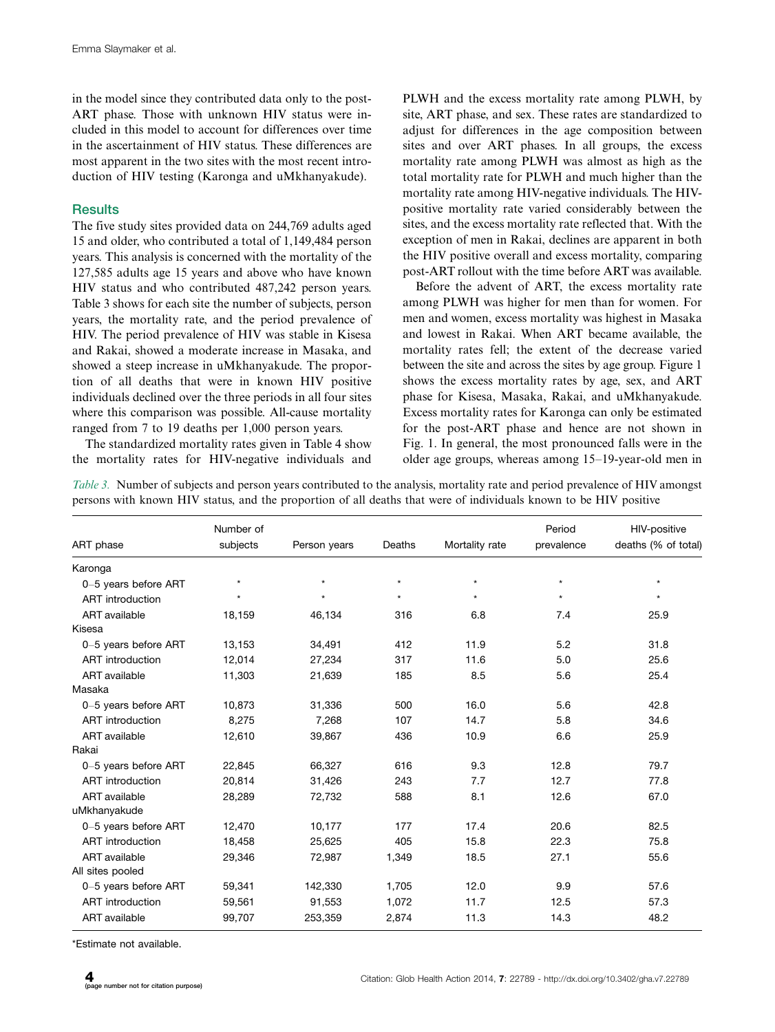in the model since they contributed data only to the post-ART phase. Those with unknown HIV status were included in this model to account for differences over time in the ascertainment of HIV status. These differences are most apparent in the two sites with the most recent introduction of HIV testing (Karonga and uMkhanyakude).

## Results

The five study sites provided data on 244,769 adults aged 15 and older, who contributed a total of 1,149,484 person years. This analysis is concerned with the mortality of the 127,585 adults age 15 years and above who have known HIV status and who contributed 487,242 person years. Table 3 shows for each site the number of subjects, person years, the mortality rate, and the period prevalence of HIV. The period prevalence of HIV was stable in Kisesa and Rakai, showed a moderate increase in Masaka, and showed a steep increase in uMkhanyakude. The proportion of all deaths that were in known HIV positive individuals declined over the three periods in all four sites where this comparison was possible. All-cause mortality ranged from 7 to 19 deaths per 1,000 person years.

The standardized mortality rates given in Table 4 show the mortality rates for HIV-negative individuals and PLWH and the excess mortality rate among PLWH, by site, ART phase, and sex. These rates are standardized to adjust for differences in the age composition between sites and over ART phases. In all groups, the excess mortality rate among PLWH was almost as high as the total mortality rate for PLWH and much higher than the mortality rate among HIV-negative individuals. The HIV-positive mortality rate varied considerably between the sites, and the excess mortality rate reflected that. With the exception of men in Rakai, declines are apparent in both the HIV positive overall and excess mortality, comparing post-ART rollout with the time before ART was available.

Before the advent of ART, the excess mortality rate among PLWH was higher for men than for women. For men and women, excess mortality was highest in Masaka and lowest in Rakai. When ART became available, the mortality rates fell; the extent of the decrease varied between the site and across the sites by age group. Figure 1 shows the excess mortality rates by age, sex, and ART phase for Kisesa, Masaka, Rakai, and uMkhanyakude. Excess mortality rates for Karonga can only be estimated for the post-ART phase and hence are not shown in Fig. 1. In general, the most pronounced falls were in the older age groups, whereas among 15–19-year-old men in

*Table 3.* Number of subjects and person years contributed to the analysis, mortality rate and period prevalence of HIV amongst persons with known HIV status, and the proportion of all deaths that were of individuals known to be HIV positive

| ART phase | Number of subjects | Person years | Deaths | Mortality rate | Period prevalence | HIV-positive deaths (% of total) |
|---|---|---|---|---|---|---|
| Karonga | | | | | | |
| 0–5 years before ART | * | * | * | * | * | * |
| ART introduction | * | * | * | * | * | * |
| ART available | 18,159 | 46,134 | 316 | 6.8 | 7.4 | 25.9 |
| Kisesa | | | | | | |
| 0–5 years before ART | 13,153 | 34,491 | 412 | 11.9 | 5.2 | 31.8 |
| ART introduction | 12,014 | 27,234 | 317 | 11.6 | 5.0 | 25.6 |
| ART available | 11,303 | 21,639 | 185 | 8.5 | 5.6 | 25.4 |
| Masaka | | | | | | |
| 0–5 years before ART | 10,873 | 31,336 | 500 | 16.0 | 5.6 | 42.8 |
| ART introduction | 8,275 | 7,268 | 107 | 14.7 | 5.8 | 34.6 |
| ART available | 12,610 | 39,867 | 436 | 10.9 | 6.6 | 25.9 |
| Rakai | | | | | | |
| 0–5 years before ART | 22,845 | 66,327 | 616 | 9.3 | 12.8 | 79.7 |
| ART introduction | 20,814 | 31,426 | 243 | 7.7 | 12.7 | 77.8 |
| ART available | 28,289 | 72,732 | 588 | 8.1 | 12.6 | 67.0 |
| uMkhanyakude | | | | | | |
| 0–5 years before ART | 12,470 | 10,177 | 177 | 17.4 | 20.6 | 82.5 |
| ART introduction | 18,458 | 25,625 | 405 | 15.8 | 22.3 | 75.8 |
| ART available | 29,346 | 72,987 | 1,349 | 18.5 | 27.1 | 55.6 |
| All sites pooled | | | | | | |
| 0–5 years before ART | 59,341 | 142,330 | 1,705 | 12.0 | 9.9 | 57.6 |
| ART introduction | 59,561 | 91,553 | 1,072 | 11.7 | 12.5 | 57.3 |
| ART available | 99,707 | 253,359 | 2,874 | 11.3 | 14.3 | 48.2 |

*Estimate not available.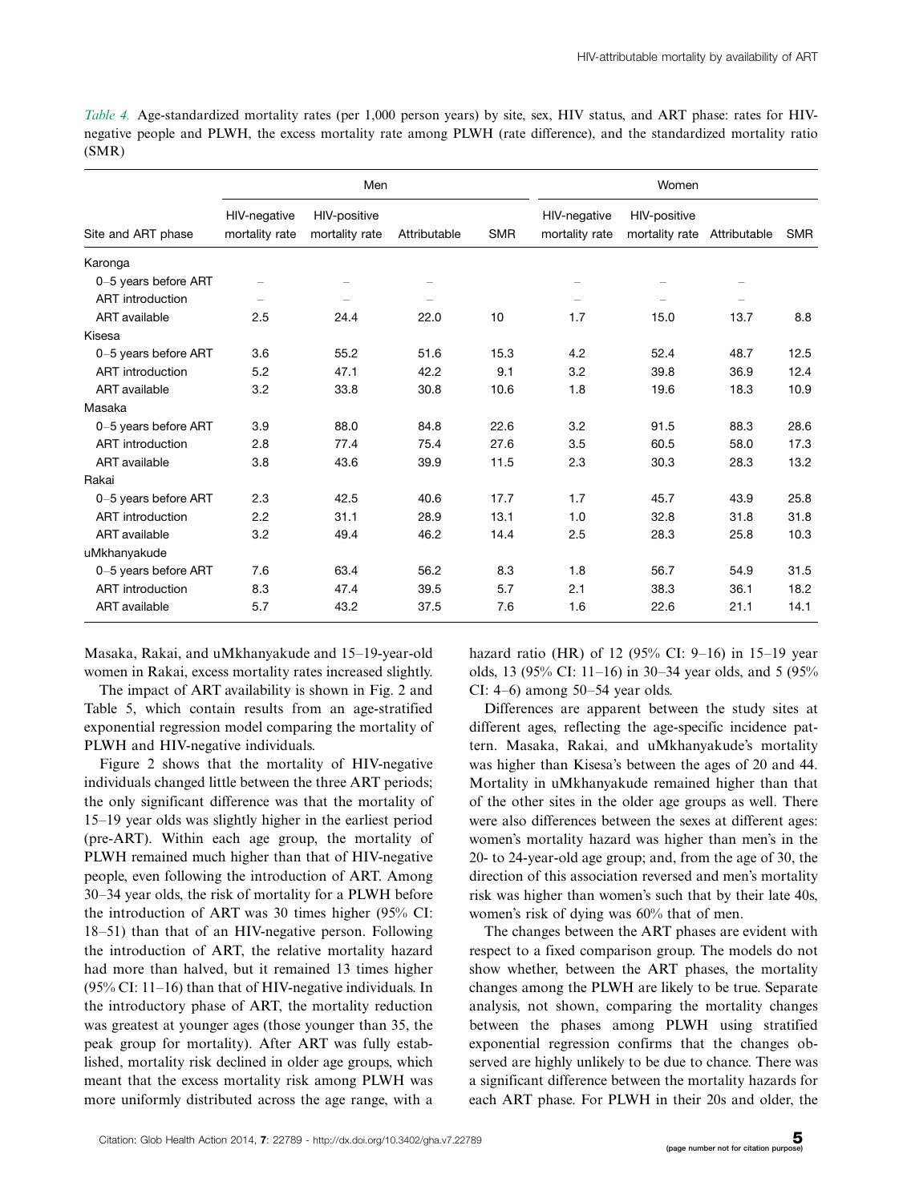*Table 4.* Age-standardized mortality rates (per 1,000 person years) by site, sex, HIV status, and ART phase: rates for HIV-negative people and PLWH, the excess mortality rate among PLWH (rate difference), and the standardized mortality ratio (SMR)

| Site and ART phase | Men | | | | Women | | | |
|---|---|---|---|---|---|---|---|---|
| | HIV-negative mortality rate | HIV-positive mortality rate | Attributable | SMR | HIV-negative mortality rate | HIV-positive mortality rate | Attributable | SMR |
| Karonga | | | | | | | | |
| 0–5 years before ART | – | – | – | | – | – | – | |
| ART introduction | – | – | – | | – | – | – | |
| ART available | 2.5 | 24.4 | 22.0 | 10 | 1.7 | 15.0 | 13.7 | 8.8 |
| Kisesa | | | | | | | | |
| 0–5 years before ART | 3.6 | 55.2 | 51.6 | 15.3 | 4.2 | 52.4 | 48.7 | 12.5 |
| ART introduction | 5.2 | 47.1 | 42.2 | 9.1 | 3.2 | 39.8 | 36.9 | 12.4 |
| ART available | 3.2 | 33.8 | 30.8 | 10.6 | 1.8 | 19.6 | 18.3 | 10.9 |
| Masaka | | | | | | | | |
| 0–5 years before ART | 3.9 | 88.0 | 84.8 | 22.6 | 3.2 | 91.5 | 88.3 | 28.6 |
| ART introduction | 2.8 | 77.4 | 75.4 | 27.6 | 3.5 | 60.5 | 58.0 | 17.3 |
| ART available | 3.8 | 43.6 | 39.9 | 11.5 | 2.3 | 30.3 | 28.3 | 13.2 |
| Rakai | | | | | | | | |
| 0–5 years before ART | 2.3 | 42.5 | 40.6 | 17.7 | 1.7 | 45.7 | 43.9 | 25.8 |
| ART introduction | 2.2 | 31.1 | 28.9 | 13.1 | 1.0 | 32.8 | 31.8 | 31.8 |
| ART available | 3.2 | 49.4 | 46.2 | 14.4 | 2.5 | 28.3 | 25.8 | 10.3 |
| uMkhanyakude | | | | | | | | |
| 0–5 years before ART | 7.6 | 63.4 | 56.2 | 8.3 | 1.8 | 56.7 | 54.9 | 31.5 |
| ART introduction | 8.3 | 47.4 | 39.5 | 5.7 | 2.1 | 38.3 | 36.1 | 18.2 |
| ART available | 5.7 | 43.2 | 37.5 | 7.6 | 1.6 | 22.6 | 21.1 | 14.1 |

Masaka, Rakai, and uMkhanyakude and 15–19-year-old women in Rakai, excess mortality rates increased slightly.

The impact of ART availability is shown in Fig. 2 and Table 5, which contain results from an age-stratified exponential regression model comparing the mortality of PLWH and HIV-negative individuals.

Figure 2 shows that the mortality of HIV-negative individuals changed little between the three ART periods; the only significant difference was that the mortality of 15–19 year olds was slightly higher in the earliest period (pre-ART). Within each age group, the mortality of PLWH remained much higher than that of HIV-negative people, even following the introduction of ART. Among 30–34 year olds, the risk of mortality for a PLWH before the introduction of ART was 30 times higher (95% CI: 18–51) than that of an HIV-negative person. Following the introduction of ART, the relative mortality hazard had more than halved, but it remained 13 times higher (95% CI: 11–16) than that of HIV-negative individuals. In the introductory phase of ART, the mortality reduction was greatest at younger ages (those younger than 35, the peak group for mortality). After ART was fully established, mortality risk declined in older age groups, which meant that the excess mortality risk among PLWH was more uniformly distributed across the age range, with a hazard ratio (HR) of 12 (95% CI: 9–16) in 15–19 year olds, 13 (95% CI: 11–16) in 30–34 year olds, and 5 (95% CI: 4–6) among 50–54 year olds.

Differences are apparent between the study sites at different ages, reflecting the age-specific incidence pattern. Masaka, Rakai, and uMkhanyakude's mortality was higher than Kisesa's between the ages of 20 and 44. Mortality in uMkhanyakude remained higher than that of the other sites in the older age groups as well. There were also differences between the sexes at different ages: women's mortality hazard was higher than men's in the 20- to 24-year-old age group; and, from the age of 30, the direction of this association reversed and men's mortality risk was higher than women's such that by their late 40s, women's risk of dying was 60% that of men.

The changes between the ART phases are evident with respect to a fixed comparison group. The models do not show whether, between the ART phases, the mortality changes among the PLWH are likely to be true. Separate analysis, not shown, comparing the mortality changes between the phases among PLWH using stratified exponential regression confirms that the changes observed are highly unlikely to be due to chance. There was a significant difference between the mortality hazards for each ART phase. For PLWH in their 20s and older, the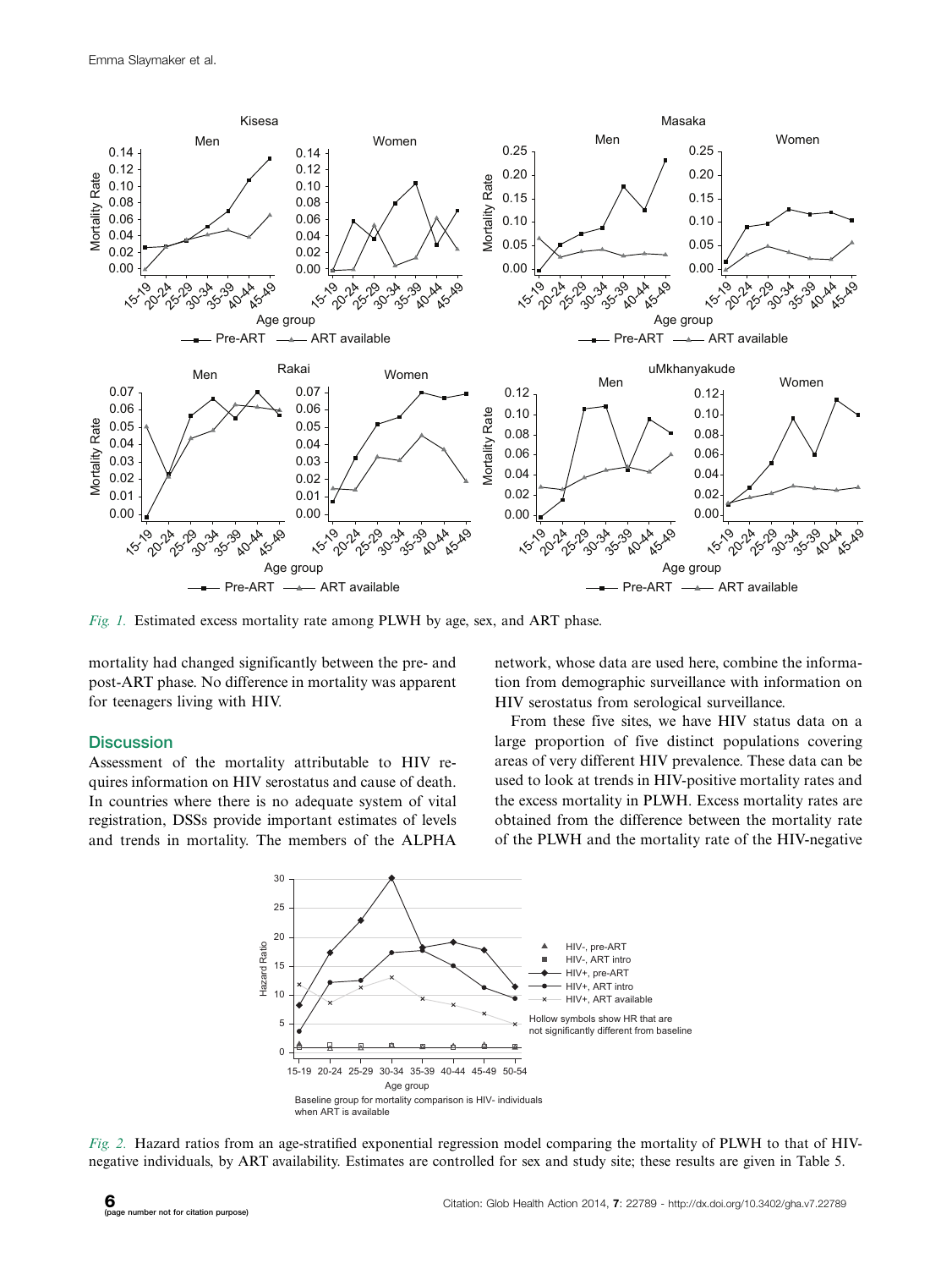*Fig. 1.* Estimated excess mortality rate among PLWH by age, sex, and ART phase.

mortality had changed significantly between the pre- and post-ART phase. No difference in mortality was apparent for teenagers living with HIV.

## Discussion

Assessment of the mortality attributable to HIV requires information on HIV serostatus and cause of death. In countries where there is no adequate system of vital registration, DSSs provide important estimates of levels and trends in mortality. The members of the ALPHA network, whose data are used here, combine the information from demographic surveillance with information on HIV serostatus from serological surveillance.

From these five sites, we have HIV status data on a large proportion of five distinct populations covering areas of very different HIV prevalence. These data can be used to look at trends in HIV-positive mortality rates and the excess mortality in PLWH. Excess mortality rates are obtained from the difference between the mortality rate of the PLWH and the mortality rate of the HIV-negative

*Fig. 2.* Hazard ratios from an age-stratified exponential regression model comparing the mortality of PLWH to that of HIV-negative individuals, by ART availability. Estimates are controlled for sex and study site; these results are given in Table 5.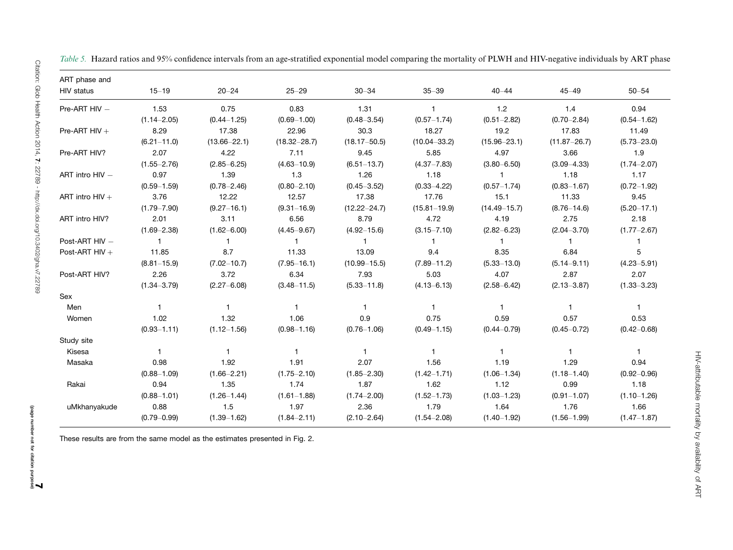*Table 5.* Hazard ratios and 95% confidence intervals from an age-stratified exponential model comparing the mortality of PLWH and HIV-negative individuals by ART phase

| ART phase and HIV status | 15–19 | 20–24 | 25–29 | 30–34 | 35–39 | 40–44 | 45–49 | 50–54 |
|---|---|---|---|---|---|---|---|---|
| Pre-ART HIV − | 1.53 | 0.75 | 0.83 | 1.31 | 1 | 1.2 | 1.4 | 0.94 |
| | (1.14–2.05) | (0.44–1.25) | (0.69–1.00) | (0.48–3.54) | (0.57–1.74) | (0.51–2.82) | (0.70–2.84) | (0.54–1.62) |
| Pre-ART HIV + | 8.29 | 17.38 | 22.96 | 30.3 | 18.27 | 19.2 | 17.83 | 11.49 |
| | (6.21–11.0) | (13.66–22.1) | (18.32–28.7) | (18.17–50.5) | (10.04–33.2) | (15.96–23.1) | (11.87–26.7) | (5.73–23.0) |
| Pre-ART HIV? | 2.07 | 4.22 | 7.11 | 9.45 | 5.85 | 4.97 | 3.66 | 1.9 |
| | (1.55–2.76) | (2.85–6.25) | (4.63–10.9) | (6.51–13.7) | (4.37–7.83) | (3.80–6.50) | (3.09–4.33) | (1.74–2.07) |
| ART intro HIV − | 0.97 | 1.39 | 1.3 | 1.26 | 1.18 | 1 | 1.18 | 1.17 |
| | (0.59–1.59) | (0.78–2.46) | (0.80–2.10) | (0.45–3.52) | (0.33–4.22) | (0.57–1.74) | (0.83–1.67) | (0.72–1.92) |
| ART intro HIV + | 3.76 | 12.22 | 12.57 | 17.38 | 17.76 | 15.1 | 11.33 | 9.45 |
| | (1.79–7.90) | (9.27–16.1) | (9.31–16.9) | (12.22–24.7) | (15.81–19.9) | (14.49–15.7) | (8.76–14.6) | (5.20–17.1) |
| ART intro HIV? | 2.01 | 3.11 | 6.56 | 8.79 | 4.72 | 4.19 | 2.75 | 2.18 |
| | (1.69–2.38) | (1.62–6.00) | (4.45–9.67) | (4.92–15.6) | (3.15–7.10) | (2.82–6.23) | (2.04–3.70) | (1.77–2.67) |
| Post-ART HIV − | 1 | 1 | 1 | 1 | 1 | 1 | 1 | 1 |
| Post-ART HIV + | 11.85 | 8.7 | 11.33 | 13.09 | 9.4 | 8.35 | 6.84 | 5 |
| | (8.81–15.9) | (7.02–10.7) | (7.95–16.1) | (10.99–15.5) | (7.89–11.2) | (5.33–13.0) | (5.14–9.11) | (4.23–5.91) |
| Post-ART HIV? | 2.26 | 3.72 | 6.34 | 7.93 | 5.03 | 4.07 | 2.87 | 2.07 |
| | (1.34–3.79) | (2.27–6.08) | (3.48–11.5) | (5.33–11.8) | (4.13–6.13) | (2.58–6.42) | (2.13–3.87) | (1.33–3.23) |
| Sex | | | | | | | | |
| Men | 1 | 1 | 1 | 1 | 1 | 1 | 1 | 1 |
| Women | 1.02 | 1.32 | 1.06 | 0.9 | 0.75 | 0.59 | 0.57 | 0.53 |
| | (0.93–1.11) | (1.12–1.56) | (0.98–1.16) | (0.76–1.06) | (0.49–1.15) | (0.44–0.79) | (0.45–0.72) | (0.42–0.68) |
| Study site | | | | | | | | |
| Kisesa | 1 | 1 | 1 | 1 | 1 | 1 | 1 | 1 |
| Masaka | 0.98 | 1.92 | 1.91 | 2.07 | 1.56 | 1.19 | 1.29 | 0.94 |
| | (0.88–1.09) | (1.66–2.21) | (1.75–2.10) | (1.85–2.30) | (1.42–1.71) | (1.06–1.34) | (1.18–1.40) | (0.92–0.96) |
| Rakai | 0.94 | 1.35 | 1.74 | 1.87 | 1.62 | 1.12 | 0.99 | 1.18 |
| | (0.88–1.01) | (1.26–1.44) | (1.61–1.88) | (1.74–2.00) | (1.52–1.73) | (1.03–1.23) | (0.91–1.07) | (1.10–1.26) |
| uMkhanyakude | 0.88 | 1.5 | 1.97 | 2.36 | 1.79 | 1.64 | 1.76 | 1.66 |
| | (0.79–0.99) | (1.39–1.62) | (1.84–2.11) | (2.10–2.64) | (1.54–2.08) | (1.40–1.92) | (1.56–1.99) | (1.47–1.87) |

These results are from the same model as the estimates presented in Fig. 2.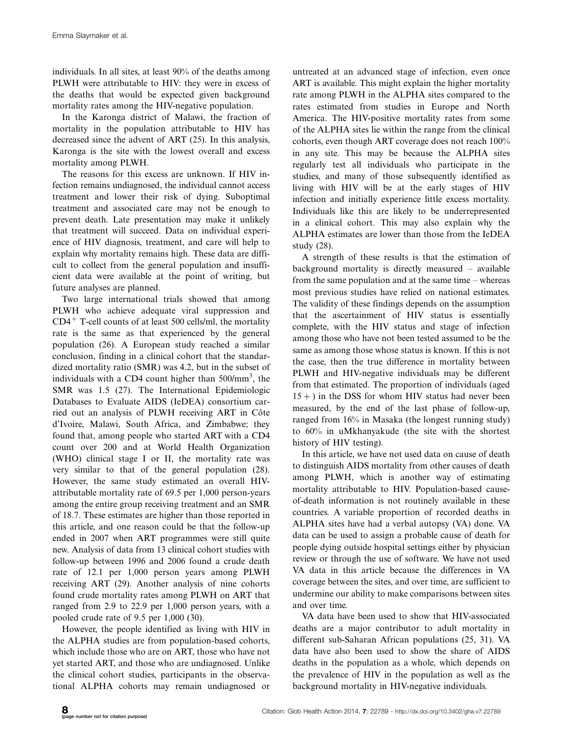individuals. In all sites, at least 90% of the deaths among PLWH were attributable to HIV: they were in excess of the deaths that would be expected given background mortality rates among the HIV-negative population.

In the Karonga district of Malawi, the fraction of mortality in the population attributable to HIV has decreased since the advent of ART (25). In this analysis, Karonga is the site with the lowest overall and excess mortality among PLWH.

The reasons for this excess are unknown. If HIV infection remains undiagnosed, the individual cannot access treatment and lower their risk of dying. Suboptimal treatment and associated care may not be enough to prevent death. Late presentation may make it unlikely that treatment will succeed. Data on individual experience of HIV diagnosis, treatment, and care will help to explain why mortality remains high. These data are difficult to collect from the general population and insufficient data were available at the point of writing, but future analyses are planned.

Two large international trials showed that among PLWH who achieve adequate viral suppression and $CD4^{+}$ T-cell counts of at least 500 cells/ml, the mortality rate is the same as that experienced by the general population (26). A European study reached a similar conclusion, finding in a clinical cohort that the standardized mortality ratio (SMR) was 4.2, but in the subset of individuals with a CD4 count higher than $500/mm^3$, the SMR was 1.5 (27). The International Epidemiologic Databases to Evaluate AIDS (IeDEA) consortium carried out an analysis of PLWH receiving ART in Côte d'Ivoire, Malawi, South Africa, and Zimbabwe; they found that, among people who started ART with a CD4 count over 200 and at World Health Organization (WHO) clinical stage I or II, the mortality rate was very similar to that of the general population (28). However, the same study estimated an overall HIV-attributable mortality rate of 69.5 per 1,000 person-years among the entire group receiving treatment and an SMR of 18.7. These estimates are higher than those reported in this article, and one reason could be that the follow-up ended in 2007 when ART programmes were still quite new. Analysis of data from 13 clinical cohort studies with follow-up between 1996 and 2006 found a crude death rate of 12.1 per 1,000 person years among PLWH receiving ART (29). Another analysis of nine cohorts found crude mortality rates among PLWH on ART that ranged from 2.9 to 22.9 per 1,000 person years, with a pooled crude rate of 9.5 per 1,000 (30).

However, the people identified as living with HIV in the ALPHA studies are from population-based cohorts, which include those who are on ART, those who have not yet started ART, and those who are undiagnosed. Unlike the clinical cohort studies, participants in the observational ALPHA cohorts may remain undiagnosed or untreated at an advanced stage of infection, even once ART is available. This might explain the higher mortality rate among PLWH in the ALPHA sites compared to the rates estimated from studies in Europe and North America. The HIV-positive mortality rates from some of the ALPHA sites lie within the range from the clinical cohorts, even though ART coverage does not reach 100% in any site. This may be because the ALPHA sites regularly test all individuals who participate in the studies, and many of those subsequently identified as living with HIV will be at the early stages of HIV infection and initially experience little excess mortality. Individuals like this are likely to be underrepresented in a clinical cohort. This may also explain why the ALPHA estimates are lower than those from the IeDEA study (28).

A strength of these results is that the estimation of background mortality is directly measured – available from the same population and at the same time – whereas most previous studies have relied on national estimates. The validity of these findings depends on the assumption that the ascertainment of HIV status is essentially complete, with the HIV status and stage of infection among those who have not been tested assumed to be the same as among those whose status is known. If this is not the case, then the true difference in mortality between PLWH and HIV-negative individuals may be different from that estimated. The proportion of individuals (aged 15+) in the DSS for whom HIV status had never been measured, by the end of the last phase of follow-up, ranged from 16% in Masaka (the longest running study) to 60% in uMkhanyakude (the site with the shortest history of HIV testing).

In this article, we have not used data on cause of death to distinguish AIDS mortality from other causes of death among PLWH, which is another way of estimating mortality attributable to HIV. Population-based cause-of-death information is not routinely available in these countries. A variable proportion of recorded deaths in ALPHA sites have had a verbal autopsy (VA) done. VA data can be used to assign a probable cause of death for people dying outside hospital settings either by physician review or through the use of software. We have not used VA data in this article because the differences in VA coverage between the sites, and over time, are sufficient to undermine our ability to make comparisons between sites and over time.

VA data have been used to show that HIV-associated deaths are a major contributor to adult mortality in different sub-Saharan African populations (25, 31). VA data have also been used to show the share of AIDS deaths in the population as a whole, which depends on the prevalence of HIV in the population as well as the background mortality in HIV-negative individuals.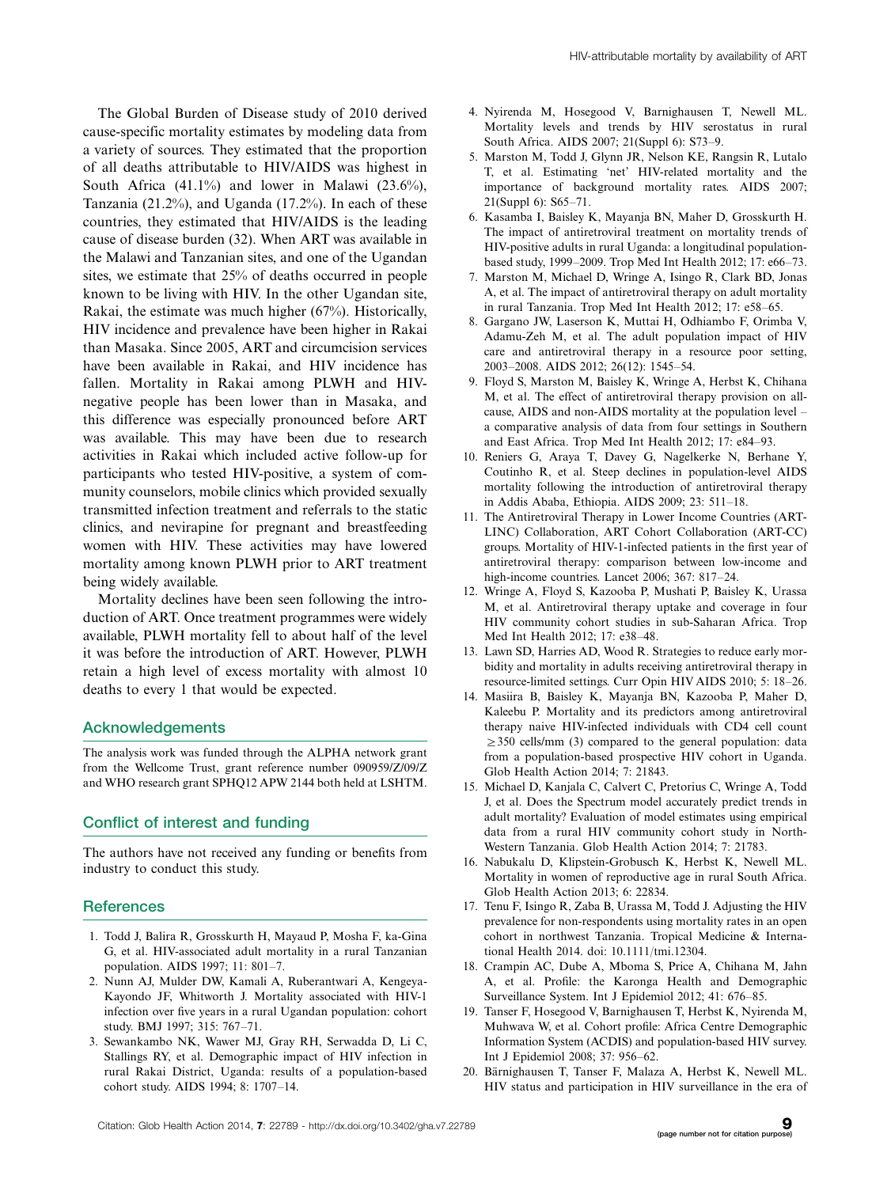The Global Burden of Disease study of 2010 derived cause-specific mortality estimates by modeling data from a variety of sources. They estimated that the proportion of all deaths attributable to HIV/AIDS was highest in South Africa (41.1%) and lower in Malawi (23.6%), Tanzania (21.2%), and Uganda (17.2%). In each of these countries, they estimated that HIV/AIDS is the leading cause of disease burden (32). When ART was available in the Malawi and Tanzanian sites, and one of the Ugandan sites, we estimate that 25% of deaths occurred in people known to be living with HIV. In the other Ugandan site, Rakai, the estimate was much higher (67%). Historically, HIV incidence and prevalence have been higher in Rakai than Masaka. Since 2005, ART and circumcision services have been available in Rakai, and HIV incidence has fallen. Mortality in Rakai among PLWH and HIV-negative people has been lower than in Masaka, and this difference was especially pronounced before ART was available. This may have been due to research activities in Rakai which included active follow-up for participants who tested HIV-positive, a system of community counselors, mobile clinics which provided sexually transmitted infection treatment and referrals to the static clinics, and nevirapine for pregnant and breastfeeding women with HIV. These activities may have lowered mortality among known PLWH prior to ART treatment being widely available.

Mortality declines have been seen following the introduction of ART. Once treatment programmes were widely available, PLWH mortality fell to about half of the level it was before the introduction of ART. However, PLWH retain a high level of excess mortality with almost 10 deaths to every 1 that would be expected.

## Acknowledgements

The analysis work was funded through the ALPHA network grant from the Wellcome Trust, grant reference number 090959/Z/09/Z and WHO research grant SPHQ12 APW 2144 both held at LSHTM.

## Conflict of interest and funding

The authors have not received any funding or benefits from industry to conduct this study.

## References

1. Todd J, Balira R, Grosskurth H, Mayaud P, Mosha F, ka-Gina G, et al. HIV-associated adult mortality in a rural Tanzanian population. AIDS 1997; 11: 801–7.
2. Nunn AJ, Mulder DW, Kamali A, Ruberantwari A, Kengeya-Kayondo JF, Whitworth J. Mortality associated with HIV-1 infection over five years in a rural Ugandan population: cohort study. BMJ 1997; 315: 767–71.
3. Sewankambo NK, Wawer MJ, Gray RH, Serwadda D, Li C, Stallings RY, et al. Demographic impact of HIV infection in rural Rakai District, Uganda: results of a population-based cohort study. AIDS 1994; 8: 1707–14.
4. Nyirenda M, Hosegood V, Barnighausen T, Newell ML. Mortality levels and trends by HIV serostatus in rural South Africa. AIDS 2007; 21(Suppl 6): S73–9.
5. Marston M, Todd J, Glynn JR, Nelson KE, Rangsin R, Lutalo T, et al. Estimating 'net' HIV-related mortality and the importance of background mortality rates. AIDS 2007; 21(Suppl 6): S65–71.
6. Kasamba I, Baisley K, Mayanja BN, Maher D, Grosskurth H. The impact of antiretroviral treatment on mortality trends of HIV-positive adults in rural Uganda: a longitudinal population-based study, 1999–2009. Trop Med Int Health 2012; 17: e66–73.
7. Marston M, Michael D, Wringe A, Isingo R, Clark BD, Jonas A, et al. The impact of antiretroviral therapy on adult mortality in rural Tanzania. Trop Med Int Health 2012; 17: e58–65.
8. Gargano JW, Laserson K, Muttai H, Odhiambo F, Orimba V, Adamu-Zeh M, et al. The adult population impact of HIV care and antiretroviral therapy in a resource poor setting, 2003–2008. AIDS 2012; 26(12): 1545–54.
9. Floyd S, Marston M, Baisley K, Wringe A, Herbst K, Chihana M, et al. The effect of antiretroviral therapy provision on all-cause, AIDS and non-AIDS mortality at the population level – a comparative analysis of data from four settings in Southern and East Africa. Trop Med Int Health 2012; 17: e84–93.
10. Reniers G, Araya T, Davey G, Nagelkerke N, Berhane Y, Coutinho R, et al. Steep declines in population-level AIDS mortality following the introduction of antiretroviral therapy in Addis Ababa, Ethiopia. AIDS 2009; 23: 511–18.
11. The Antiretroviral Therapy in Lower Income Countries (ART-LINC) Collaboration, ART Cohort Collaboration (ART-CC) groups. Mortality of HIV-1-infected patients in the first year of antiretroviral therapy: comparison between low-income and high-income countries. Lancet 2006; 367: 817–24.
12. Wringe A, Floyd S, Kazooba P, Mushati P, Baisley K, Urassa M, et al. Antiretroviral therapy uptake and coverage in four HIV community cohort studies in sub-Saharan Africa. Trop Med Int Health 2012; 17: e38–48.
13. Lawn SD, Harries AD, Wood R. Strategies to reduce early morbidity and mortality in adults receiving antiretroviral therapy in resource-limited settings. Curr Opin HIV AIDS 2010; 5: 18–26.
14. Masiira B, Baisley K, Mayanja BN, Kazooba P, Maher D, Kaleebu P. Mortality and its predictors among antiretroviral therapy naive HIV-infected individuals with CD4 cell count $\geq$350 cells/mm (3) compared to the general population: data from a population-based prospective HIV cohort in Uganda. Glob Health Action 2014; 7: 21843.
15. Michael D, Kanjala C, Calvert C, Pretorius C, Wringe A, Todd J, et al. Does the Spectrum model accurately predict trends in adult mortality? Evaluation of model estimates using empirical data from a rural HIV community cohort study in North-Western Tanzania. Glob Health Action 2014; 7: 21783.
16. Nabukalu D, Klipstein-Grobusch K, Herbst K, Newell ML. Mortality in women of reproductive age in rural South Africa. Glob Health Action 2013; 6: 22834.
17. Tenu F, Isingo R, Zaba B, Urassa M, Todd J. Adjusting the HIV prevalence for non-respondents using mortality rates in an open cohort in northwest Tanzania. Tropical Medicine & International Health 2014. doi: 10.1111/tmi.12304.
18. Crampin AC, Dube A, Mboma S, Price A, Chihana M, Jahn A, et al. Profile: the Karonga Health and Demographic Surveillance System. Int J Epidemiol 2012; 41: 676–85.
19. Tanser F, Hosegood V, Barnighausen T, Herbst K, Nyirenda M, Muhwava W, et al. Cohort profile: Africa Centre Demographic Information System (ACDIS) and population-based HIV survey. Int J Epidemiol 2008; 37: 956–62.
20. Bärnighausen T, Tanser F, Malaza A, Herbst K, Newell ML. HIV status and participation in HIV surveillance in the era of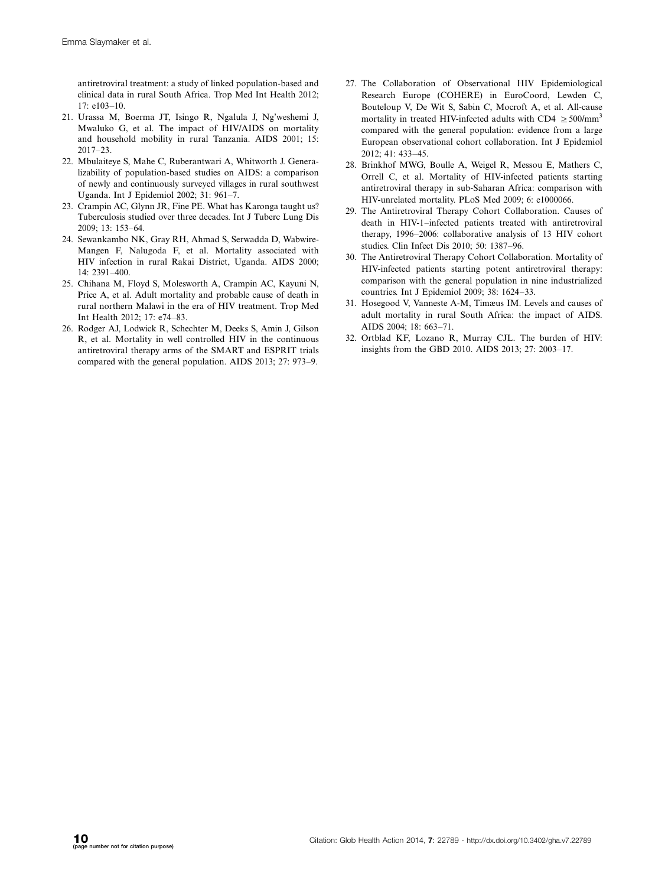antiretroviral treatment: a study of linked population-based and clinical data in rural South Africa. Trop Med Int Health 2012; 17: e103–10.

21. Urassa M, Boerma JT, Isingo R, Ngalula J, Ng'weshemi J, Mwaluko G, et al. The impact of HIV/AIDS on mortality and household mobility in rural Tanzania. AIDS 2001; 15: 2017–23.
22. Mbulaiteye S, Mahe C, Ruberantwari A, Whitworth J. Generalizability of population-based studies on AIDS: a comparison of newly and continuously surveyed villages in rural southwest Uganda. Int J Epidemiol 2002; 31: 961–7.
23. Crampin AC, Glynn JR, Fine PE. What has Karonga taught us? Tuberculosis studied over three decades. Int J Tuberc Lung Dis 2009; 13: 153–64.
24. Sewankambo NK, Gray RH, Ahmad S, Serwadda D, Wabwire-Mangen F, Nalugoda F, et al. Mortality associated with HIV infection in rural Rakai District, Uganda. AIDS 2000; 14: 2391–400.
25. Chihana M, Floyd S, Molesworth A, Crampin AC, Kayuni N, Price A, et al. Adult mortality and probable cause of death in rural northern Malawi in the era of HIV treatment. Trop Med Int Health 2012; 17: e74–83.
26. Rodger AJ, Lodwick R, Schechter M, Deeks S, Amin J, Gilson R, et al. Mortality in well controlled HIV in the continuous antiretroviral therapy arms of the SMART and ESPRIT trials compared with the general population. AIDS 2013; 27: 973–9.
27. The Collaboration of Observational HIV Epidemiological Research Europe (COHERE) in EuroCoord, Lewden C, Bouteloup V, De Wit S, Sabin C, Mocroft A, et al. All-cause mortality in treated HIV-infected adults with CD4 $\geq 500/\text{mm}^3$ compared with the general population: evidence from a large European observational cohort collaboration. Int J Epidemiol 2012; 41: 433–45.
28. Brinkhof MWG, Boulle A, Weigel R, Messou E, Mathers C, Orrell C, et al. Mortality of HIV-infected patients starting antiretroviral therapy in sub-Saharan Africa: comparison with HIV-unrelated mortality. PLoS Med 2009; 6: e1000066.
29. The Antiretroviral Therapy Cohort Collaboration. Causes of death in HIV-1–infected patients treated with antiretroviral therapy, 1996–2006: collaborative analysis of 13 HIV cohort studies. Clin Infect Dis 2010; 50: 1387–96.
30. The Antiretroviral Therapy Cohort Collaboration. Mortality of HIV-infected patients starting potent antiretroviral therapy: comparison with the general population in nine industrialized countries. Int J Epidemiol 2009; 38: 1624–33.
31. Hosegood V, Vanneste A-M, Timæus IM. Levels and causes of adult mortality in rural South Africa: the impact of AIDS. AIDS 2004; 18: 663–71.
32. Ortblad KF, Lozano R, Murray CJL. The burden of HIV: insights from the GBD 2010. AIDS 2013; 27: 2003–17.